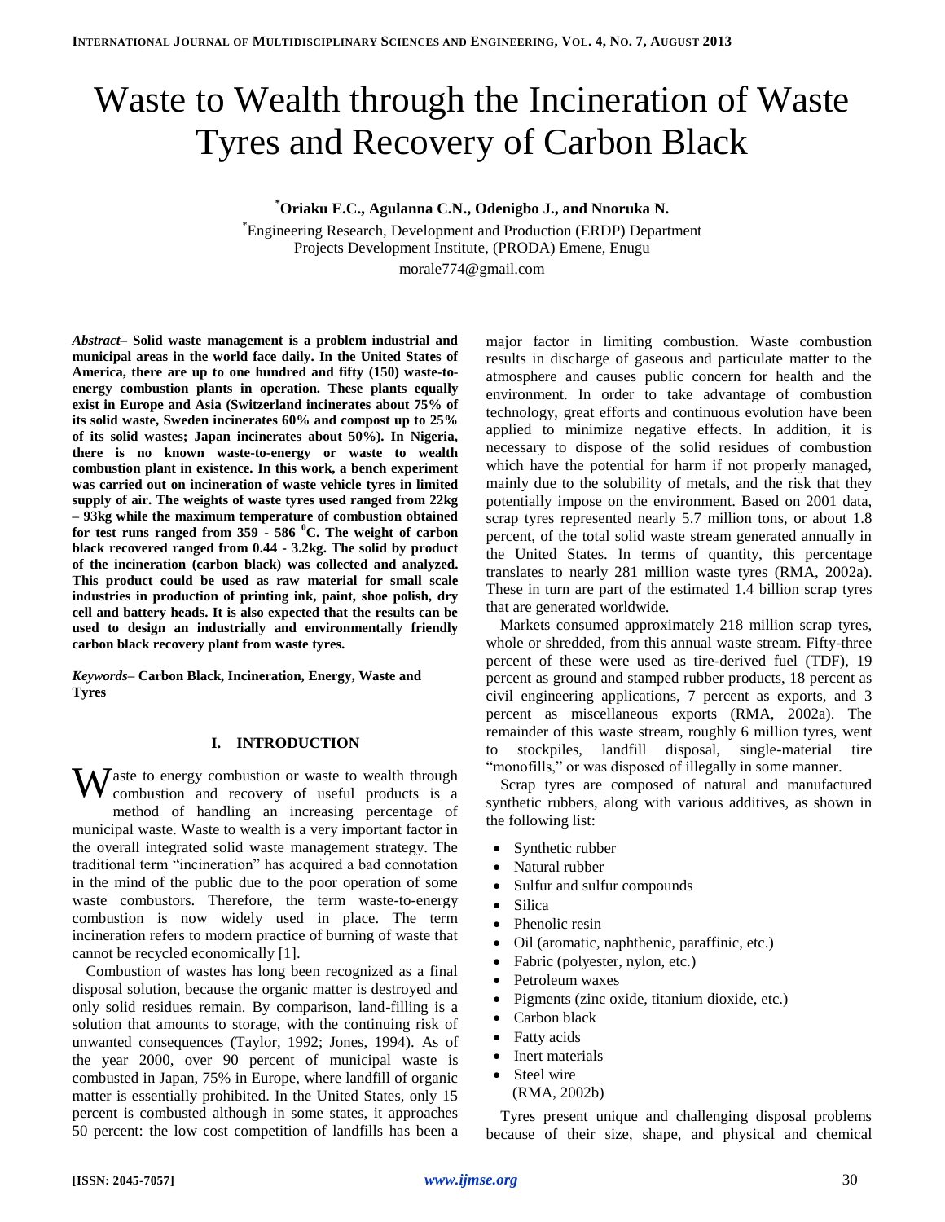# Waste to Wealth through the Incineration of Waste Tyres and Recovery of Carbon Black

**[*]Oriaku E.C., Agulanna C.N., Odenigbo J., and Nnoruka N.**

[*]Engineering Research, Development and Production (ERDP) Department
Projects Development Institute, (PRODA) Emene, Enugu
morale774@gmail.com

***Abstract*– Solid waste management is a problem industrial and municipal areas in the world face daily. In the United States of America, there are up to one hundred and fifty (150) waste-to-energy combustion plants in operation. These plants equally exist in Europe and Asia (Switzerland incinerates about 75% of its solid waste, Sweden incinerates 60% and compost up to 25% of its solid wastes; Japan incinerates about 50%). In Nigeria, there is no known waste-to-energy or waste to wealth combustion plant in existence. In this work, a bench experiment was carried out on incineration of waste vehicle tyres in limited supply of air. The weights of waste tyres used ranged from 22kg – 93kg while the maximum temperature of combustion obtained for test runs ranged from 359 - 586 $^0$C. The weight of carbon black recovered ranged from 0.44 - 3.2kg. The solid by product of the incineration (carbon black) was collected and analyzed. This product could be used as raw material for small scale industries in production of printing ink, paint, shoe polish, dry cell and battery heads. It is also expected that the results can be used to design an industrially and environmentally friendly carbon black recovery plant from waste tyres.**

***Keywords*– Carbon Black, Incineration, Energy, Waste and Tyres**

## I. INTRODUCTION

Waste to energy combustion or waste to wealth through combustion and recovery of useful products is a method of handling an increasing percentage of municipal waste. Waste to wealth is a very important factor in the overall integrated solid waste management strategy. The traditional term "incineration" has acquired a bad connotation in the mind of the public due to the poor operation of some waste combustors. Therefore, the term waste-to-energy combustion is now widely used in place. The term incineration refers to modern practice of burning of waste that cannot be recycled economically [1].

Combustion of wastes has long been recognized as a final disposal solution, because the organic matter is destroyed and only solid residues remain. By comparison, land-filling is a solution that amounts to storage, with the continuing risk of unwanted consequences (Taylor, 1992; Jones, 1994). As of the year 2000, over 90 percent of municipal waste is combusted in Japan, 75% in Europe, where landfill of organic matter is essentially prohibited. In the United States, only 15 percent is combusted although in some states, it approaches 50 percent: the low cost competition of landfills has been a major factor in limiting combustion. Waste combustion results in discharge of gaseous and particulate matter to the atmosphere and causes public concern for health and the environment. In order to take advantage of combustion technology, great efforts and continuous evolution have been applied to minimize negative effects. In addition, it is necessary to dispose of the solid residues of combustion which have the potential for harm if not properly managed, mainly due to the solubility of metals, and the risk that they potentially impose on the environment. Based on 2001 data, scrap tyres represented nearly 5.7 million tons, or about 1.8 percent, of the total solid waste stream generated annually in the United States. In terms of quantity, this percentage translates to nearly 281 million waste tyres (RMA, 2002a). These in turn are part of the estimated 1.4 billion scrap tyres that are generated worldwide.

Markets consumed approximately 218 million scrap tyres, whole or shredded, from this annual waste stream. Fifty-three percent of these were used as tire-derived fuel (TDF), 19 percent as ground and stamped rubber products, 18 percent as civil engineering applications, 7 percent as exports, and 3 percent as miscellaneous exports (RMA, 2002a). The remainder of this waste stream, roughly 6 million tyres, went to stockpiles, landfill disposal, single-material tire "monofills," or was disposed of illegally in some manner.

Scrap tyres are composed of natural and manufactured synthetic rubbers, along with various additives, as shown in the following list:

- Synthetic rubber
- Natural rubber
- Sulfur and sulfur compounds
- Silica
- Phenolic resin
- Oil (aromatic, naphthenic, paraffinic, etc.)
- Fabric (polyester, nylon, etc.)
- Petroleum waxes
- Pigments (zinc oxide, titanium dioxide, etc.)
- Carbon black
- Fatty acids
- Inert materials
- Steel wire

(RMA, 2002b)

Tyres present unique and challenging disposal problems because of their size, shape, and physical and chemical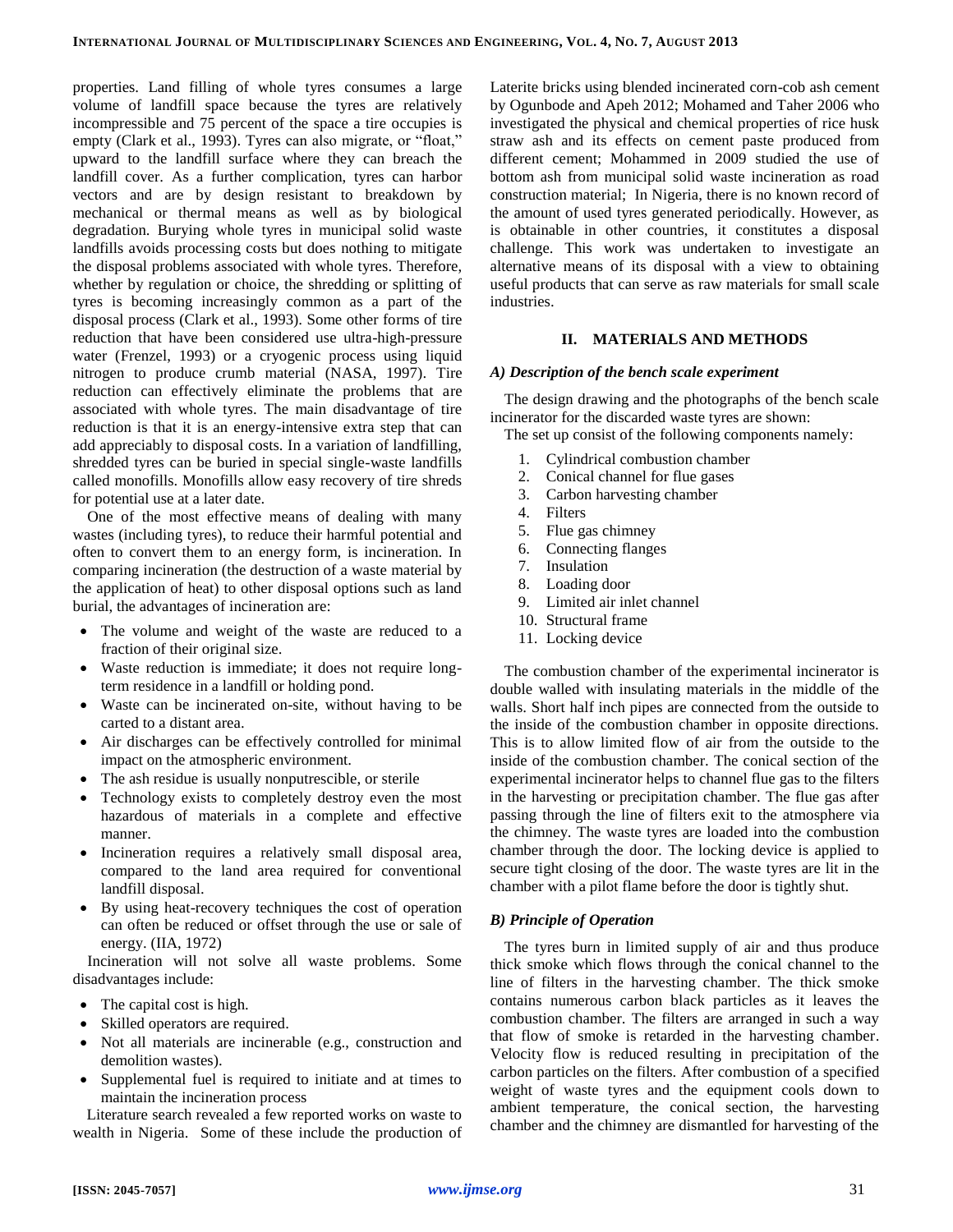properties. Land filling of whole tyres consumes a large volume of landfill space because the tyres are relatively incompressible and 75 percent of the space a tire occupies is empty (Clark et al., 1993). Tyres can also migrate, or "float," upward to the landfill surface where they can breach the landfill cover. As a further complication, tyres can harbor vectors and are by design resistant to breakdown by mechanical or thermal means as well as by biological degradation. Burying whole tyres in municipal solid waste landfills avoids processing costs but does nothing to mitigate the disposal problems associated with whole tyres. Therefore, whether by regulation or choice, the shredding or splitting of tyres is becoming increasingly common as a part of the disposal process (Clark et al., 1993). Some other forms of tire reduction that have been considered use ultra-high-pressure water (Frenzel, 1993) or a cryogenic process using liquid nitrogen to produce crumb material (NASA, 1997). Tire reduction can effectively eliminate the problems that are associated with whole tyres. The main disadvantage of tire reduction is that it is an energy-intensive extra step that can add appreciably to disposal costs. In a variation of landfilling, shredded tyres can be buried in special single-waste landfills called monofills. Monofills allow easy recovery of tire shreds for potential use at a later date.

One of the most effective means of dealing with many wastes (including tyres), to reduce their harmful potential and often to convert them to an energy form, is incineration. In comparing incineration (the destruction of a waste material by the application of heat) to other disposal options such as land burial, the advantages of incineration are:

- The volume and weight of the waste are reduced to a fraction of their original size.
- Waste reduction is immediate; it does not require long-term residence in a landfill or holding pond.
- Waste can be incinerated on-site, without having to be carted to a distant area.
- Air discharges can be effectively controlled for minimal impact on the atmospheric environment.
- The ash residue is usually nonputrescible, or sterile
- Technology exists to completely destroy even the most hazardous of materials in a complete and effective manner.
- Incineration requires a relatively small disposal area, compared to the land area required for conventional landfill disposal.
- By using heat-recovery techniques the cost of operation can often be reduced or offset through the use or sale of energy. (IIA, 1972)

Incineration will not solve all waste problems. Some disadvantages include:

- The capital cost is high.
- Skilled operators are required.
- Not all materials are incinerable (e.g., construction and demolition wastes).
- Supplemental fuel is required to initiate and at times to maintain the incineration process

Literature search revealed a few reported works on waste to wealth in Nigeria. Some of these include the production of Laterite bricks using blended incinerated corn-cob ash cement by Ogunbode and Apeh 2012; Mohamed and Taher 2006 who investigated the physical and chemical properties of rice husk straw ash and its effects on cement paste produced from different cement; Mohammed in 2009 studied the use of bottom ash from municipal solid waste incineration as road construction material; In Nigeria, there is no known record of the amount of used tyres generated periodically. However, as is obtainable in other countries, it constitutes a disposal challenge. This work was undertaken to investigate an alternative means of its disposal with a view to obtaining useful products that can serve as raw materials for small scale industries.

## II. MATERIALS AND METHODS

### *A) Description of the bench scale experiment*

The design drawing and the photographs of the bench scale incinerator for the discarded waste tyres are shown:

The set up consist of the following components namely:

1. Cylindrical combustion chamber
2. Conical channel for flue gases
3. Carbon harvesting chamber
4. Filters
5. Flue gas chimney
6. Connecting flanges
7. Insulation
8. Loading door
9. Limited air inlet channel
10. Structural frame
11. Locking device

The combustion chamber of the experimental incinerator is double walled with insulating materials in the middle of the walls. Short half inch pipes are connected from the outside to the inside of the combustion chamber in opposite directions. This is to allow limited flow of air from the outside to the inside of the combustion chamber. The conical section of the experimental incinerator helps to channel flue gas to the filters in the harvesting or precipitation chamber. The flue gas after passing through the line of filters exit to the atmosphere via the chimney. The waste tyres are loaded into the combustion chamber through the door. The locking device is applied to secure tight closing of the door. The waste tyres are lit in the chamber with a pilot flame before the door is tightly shut.

### *B) Principle of Operation*

The tyres burn in limited supply of air and thus produce thick smoke which flows through the conical channel to the line of filters in the harvesting chamber. The thick smoke contains numerous carbon black particles as it leaves the combustion chamber. The filters are arranged in such a way that flow of smoke is retarded in the harvesting chamber. Velocity flow is reduced resulting in precipitation of the carbon particles on the filters. After combustion of a specified weight of waste tyres and the equipment cools down to ambient temperature, the conical section, the harvesting chamber and the chimney are dismantled for harvesting of the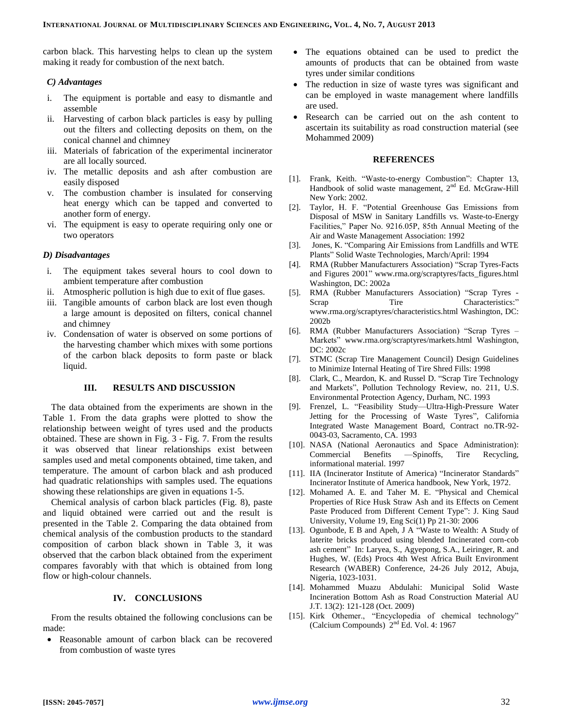carbon black. This harvesting helps to clean up the system making it ready for combustion of the next batch.

### *C) Advantages*

i. The equipment is portable and easy to dismantle and assemble
ii. Harvesting of carbon black particles is easy by pulling out the filters and collecting deposits on them, on the conical channel and chimney
iii. Materials of fabrication of the experimental incinerator are all locally sourced.
iv. The metallic deposits and ash after combustion are easily disposed
v. The combustion chamber is insulated for conserving heat energy which can be tapped and converted to another form of energy.
vi. The equipment is easy to operate requiring only one or two operators

### *D) Disadvantages*

i. The equipment takes several hours to cool down to ambient temperature after combustion
ii. Atmospheric pollution is high due to exit of flue gases.
iii. Tangible amounts of carbon black are lost even though a large amount is deposited on filters, conical channel and chimney
iv. Condensation of water is observed on some portions of the harvesting chamber which mixes with some portions of the carbon black deposits to form paste or black liquid.

## III. RESULTS AND DISCUSSION

The data obtained from the experiments are shown in the Table 1. From the data graphs were plotted to show the relationship between weight of tyres used and the products obtained. These are shown in Fig. 3 - Fig. 7. From the results it was observed that linear relationships exist between samples used and metal components obtained, time taken, and temperature. The amount of carbon black and ash produced had quadratic relationships with samples used. The equations showing these relationships are given in equations 1-5.

Chemical analysis of carbon black particles (Fig. 8), paste and liquid obtained were carried out and the result is presented in the Table 2. Comparing the data obtained from chemical analysis of the combustion products to the standard composition of carbon black shown in Table 3, it was observed that the carbon black obtained from the experiment compares favorably with that which is obtained from long flow or high-colour channels.

## IV. CONCLUSIONS

From the results obtained the following conclusions can be made:

- Reasonable amount of carbon black can be recovered from combustion of waste tyres
- The equations obtained can be used to predict the amounts of products that can be obtained from waste tyres under similar conditions
- The reduction in size of waste tyres was significant and can be employed in waste management where landfills are used.
- Research can be carried out on the ash content to ascertain its suitability as road construction material (see Mohammed 2009)

## REFERENCES

[1]. Frank, Keith. "Waste-to-energy Combustion": Chapter 13, Handbook of solid waste management, 2nd Ed. McGraw-Hill New York: 2002.

[2]. Taylor, H. F. "Potential Greenhouse Gas Emissions from Disposal of MSW in Sanitary Landfills vs. Waste-to-Energy Facilities," Paper No. 9216.05P, 85th Annual Meeting of the Air and Waste Management Association: 1992

[3]. Jones, K. "Comparing Air Emissions from Landfills and WTE Plants" Solid Waste Technologies, March/April: 1994

[4]. RMA (Rubber Manufacturers Association) "Scrap Tyres-Facts and Figures 2001" www.rma.org/scraptyres/facts_figures.html Washington, DC: 2002a

[5]. RMA (Rubber Manufacturers Association) "Scrap Tyres - Scrap Tire Characteristics:" www.rma.org/scraptyres/characteristics.html Washington, DC: 2002b

[6]. RMA (Rubber Manufacturers Association) "Scrap Tyres – Markets" www.rma.org/scraptyres/markets.html Washington, DC: 2002c

[7]. STMC (Scrap Tire Management Council) Design Guidelines to Minimize Internal Heating of Tire Shred Fills: 1998

[8]. Clark, C., Meardon, K. and Russel D. "Scrap Tire Technology and Markets", Pollution Technology Review, no. 211, U.S. Environmental Protection Agency, Durham, NC. 1993

[9]. Frenzel, L. "Feasibility Study—Ultra-High-Pressure Water Jetting for the Processing of Waste Tyres", California Integrated Waste Management Board, Contract no.TR-92-0043-03, Sacramento, CA. 1993

[10]. NASA (National Aeronautics and Space Administration): Commercial Benefits —Spinoffs, Tire Recycling, informational material. 1997

[11]. IIA (Incinerator Institute of America) "Incinerator Standards" Incinerator Institute of America handbook, New York, 1972.

[12]. Mohamed A. E. and Taher M. E. "Physical and Chemical Properties of Rice Husk Straw Ash and its Effects on Cement Paste Produced from Different Cement Type": J. King Saud University, Volume 19, Eng Sci(1) Pp 21-30: 2006

[13]. Ogunbode, E B and Apeh, J A "Waste to Wealth: A Study of laterite bricks produced using blended Incinerated corn-cob ash cement" In: Laryea, S., Agyepong, S.A., Leiringer, R. and Hughes, W. (Eds) Procs 4th West Africa Built Environment Research (WABER) Conference, 24-26 July 2012, Abuja, Nigeria, 1023-1031.

[14]. Mohammed Muazu Abdulahi: Municipal Solid Waste Incineration Bottom Ash as Road Construction Material AU J.T. 13(2): 121-128 (Oct. 2009)

[15]. Kirk Othemer., "Encyclopedia of chemical technology" (Calcium Compounds) 2nd Ed. Vol. 4: 1967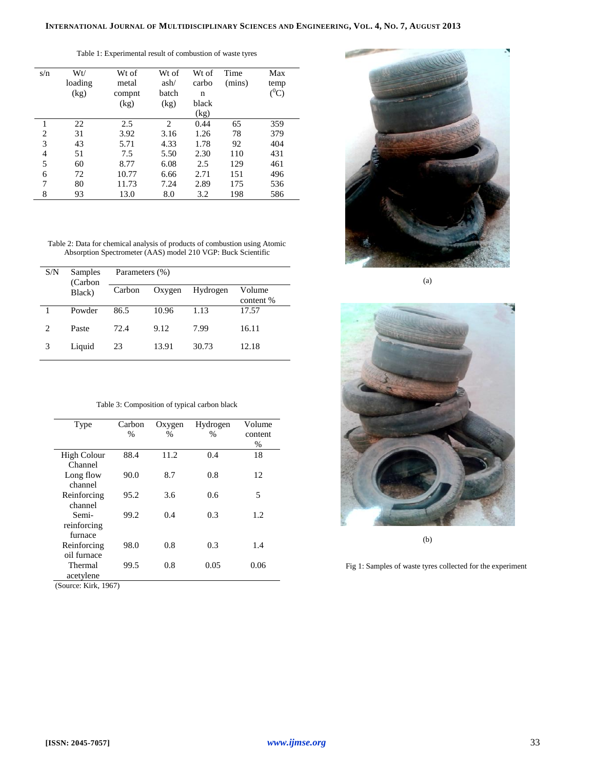Table 1: Experimental result of combustion of waste tyres

| s/n | Wt/ loading (kg) | Wt of metal compnt (kg) | Wt of ash/ batch (kg) | Wt of carbon black (kg) | Time (mins) | Max temp ($^0C$) |
|---|---|---|---|---|---|---|
| 1 | 22 | 2.5 | 2 | 0.44 | 65 | 359 |
| 2 | 31 | 3.92 | 3.16 | 1.26 | 78 | 379 |
| 3 | 43 | 5.71 | 4.33 | 1.78 | 92 | 404 |
| 4 | 51 | 7.5 | 5.50 | 2.30 | 110 | 431 |
| 5 | 60 | 8.77 | 6.08 | 2.5 | 129 | 461 |
| 6 | 72 | 10.77 | 6.66 | 2.71 | 151 | 496 |
| 7 | 80 | 11.73 | 7.24 | 2.89 | 175 | 536 |
| 8 | 93 | 13.0 | 8.0 | 3.2 | 198 | 586 |

Table 2: Data for chemical analysis of products of combustion using Atomic Absorption Spectrometer (AAS) model 210 VGP: Buck Scientific

| S/N | Samples (Carbon Black) | Parameters (%) | | | |
|---|---|---|---|---|---|
| | | Carbon | Oxygen | Hydrogen | Volume content % |
| 1 | Powder | 86.5 | 10.96 | 1.13 | 17.57 |
| 2 | Paste | 72.4 | 9.12 | 7.99 | 16.11 |
| 3 | Liquid | 23 | 13.91 | 30.73 | 12.18 |

Table 3: Composition of typical carbon black

| Type | Carbon % | Oxygen % | Hydrogen % | Volume content % |
|---|---|---|---|---|
| High Colour Channel | 88.4 | 11.2 | 0.4 | 18 |
| Long flow channel | 90.0 | 8.7 | 0.8 | 12 |
| Reinforcing channel | 95.2 | 3.6 | 0.6 | 5 |
| Semi-reinforcing furnace | 99.2 | 0.4 | 0.3 | 1.2 |
| Reinforcing oil furnace | 98.0 | 0.8 | 0.3 | 1.4 |
| Thermal acetylene | 99.5 | 0.8 | 0.05 | 0.06 |

(Source: Kirk, 1967)

(a)

(b)

Fig 1: Samples of waste tyres collected for the experiment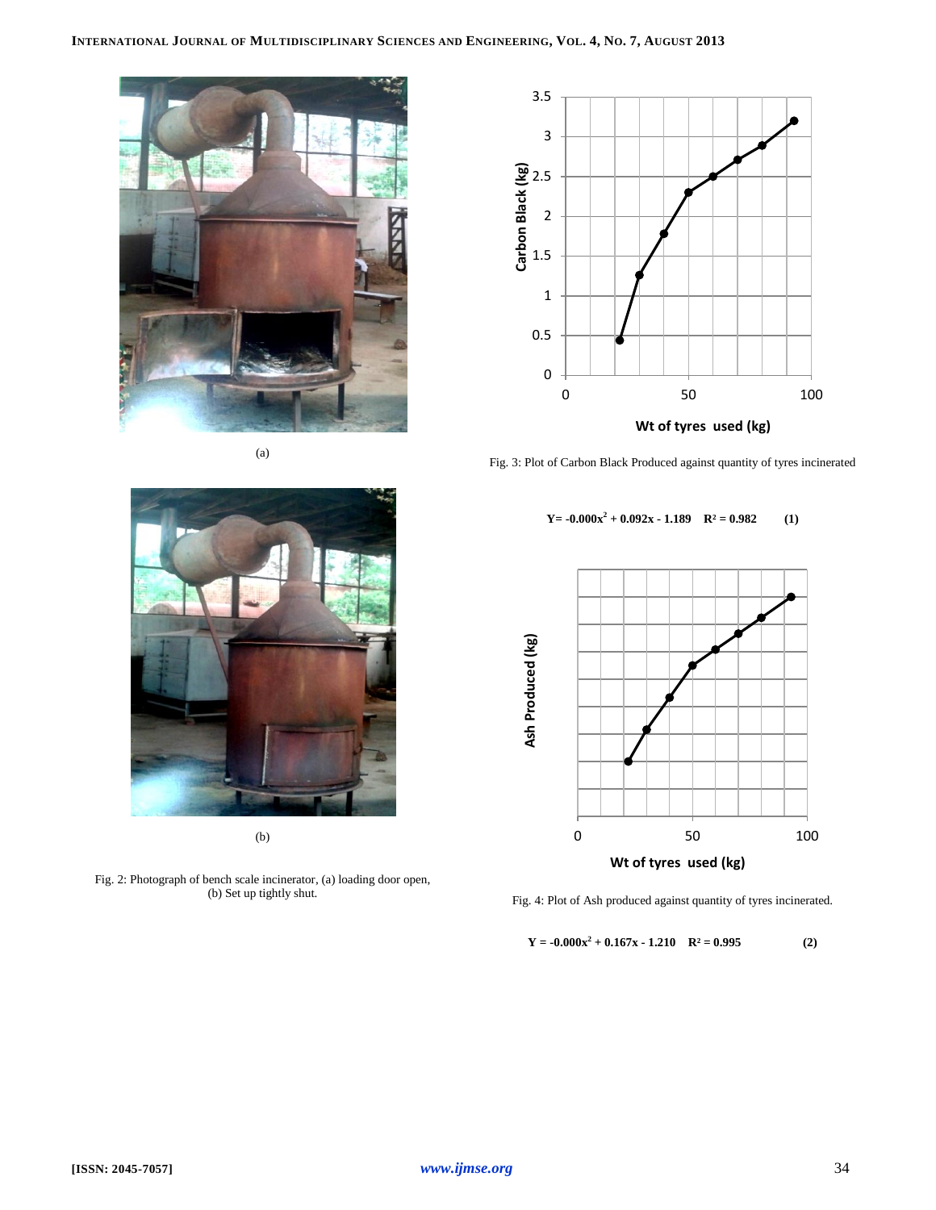(a)

(b)

Fig. 2: Photograph of bench scale incinerator, (a) loading door open, (b) Set up tightly shut.

Fig. 3: Plot of Carbon Black Produced against quantity of tyres incinerated

$$Y = -0.000x^2 + 0.092x - 1.189 \quad R^2 = 0.982 \qquad (1)$$

Fig. 4: Plot of Ash produced against quantity of tyres incinerated.

$$Y = -0.000x^2 + 0.167x - 1.210 \quad R^2 = 0.995 \qquad (2)$$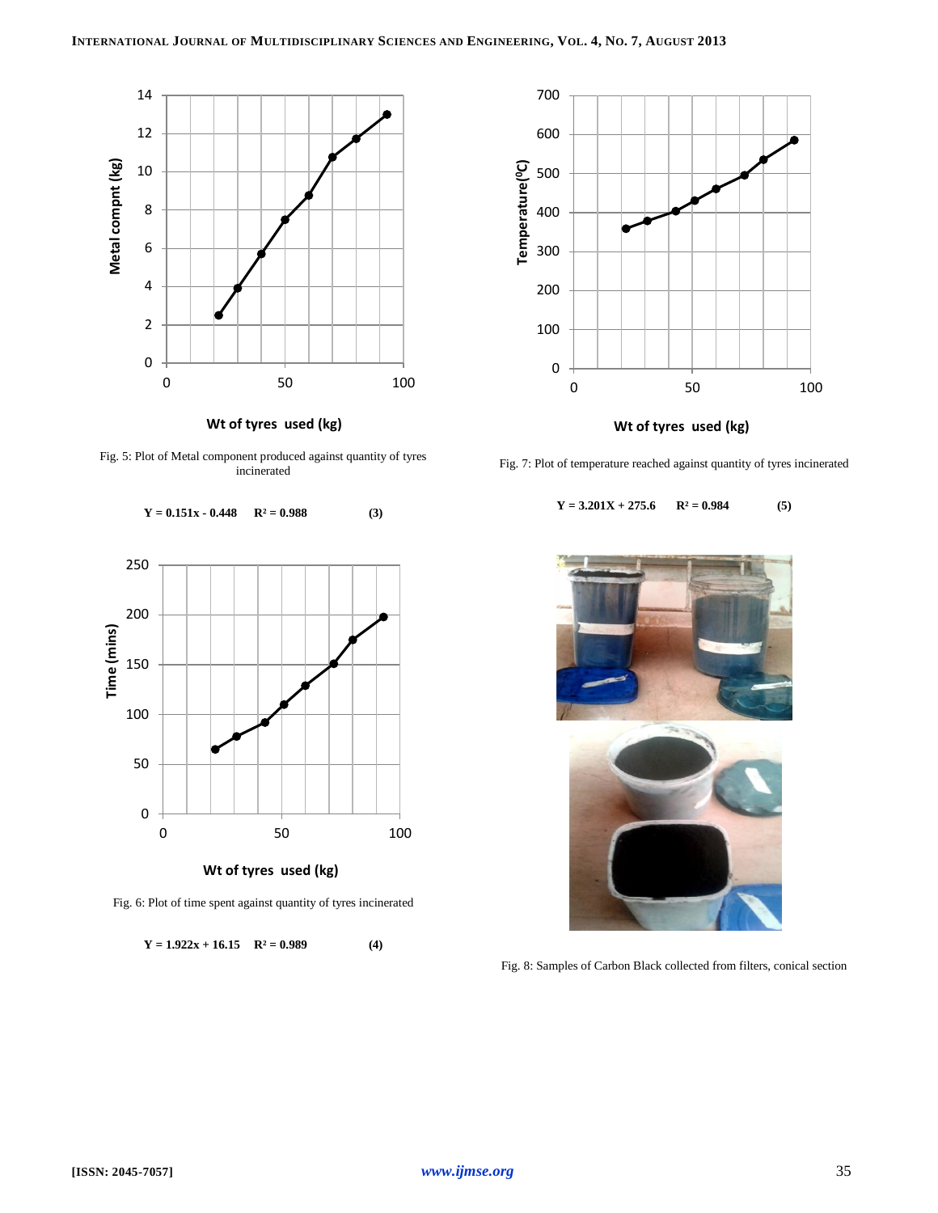Fig. 5: Plot of Metal component produced against quantity of tyres incinerated

$$Y = 0.151x - 0.448 \quad R^2 = 0.988 \quad (3)$$

Fig. 6: Plot of time spent against quantity of tyres incinerated

$$Y = 1.922x + 16.15 \quad R^2 = 0.989 \quad (4)$$

Fig. 7: Plot of temperature reached against quantity of tyres incinerated

$$Y = 3.201X + 275.6 \quad R^2 = 0.984 \quad (5)$$

Fig. 8: Samples of Carbon Black collected from filters, conical section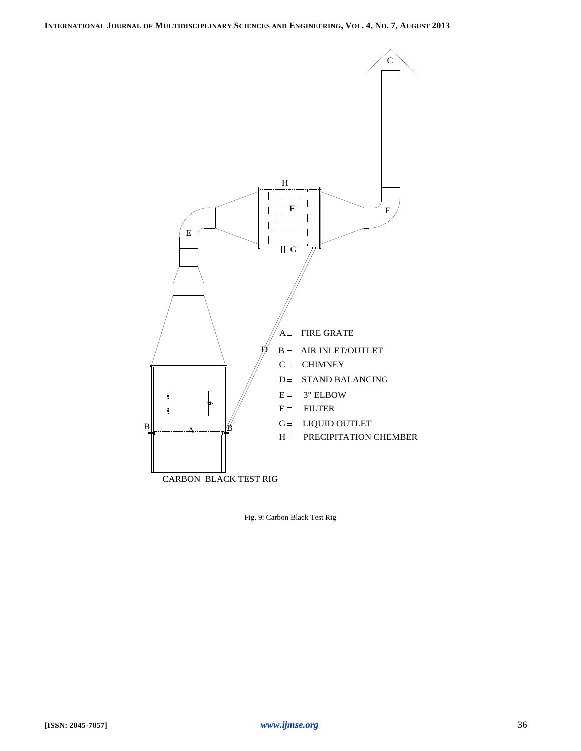A = FIRE GRATE

B = AIR INLET/OUTLET

C = CHIMNEY

D = STAND BALANCING

E = 3" ELBOW

F = FILTER

G = LIQUID OUTLET

H = PRECIPITATION CHEMBER

CARBON BLACK TEST RIG

Fig. 9: Carbon Black Test Rig